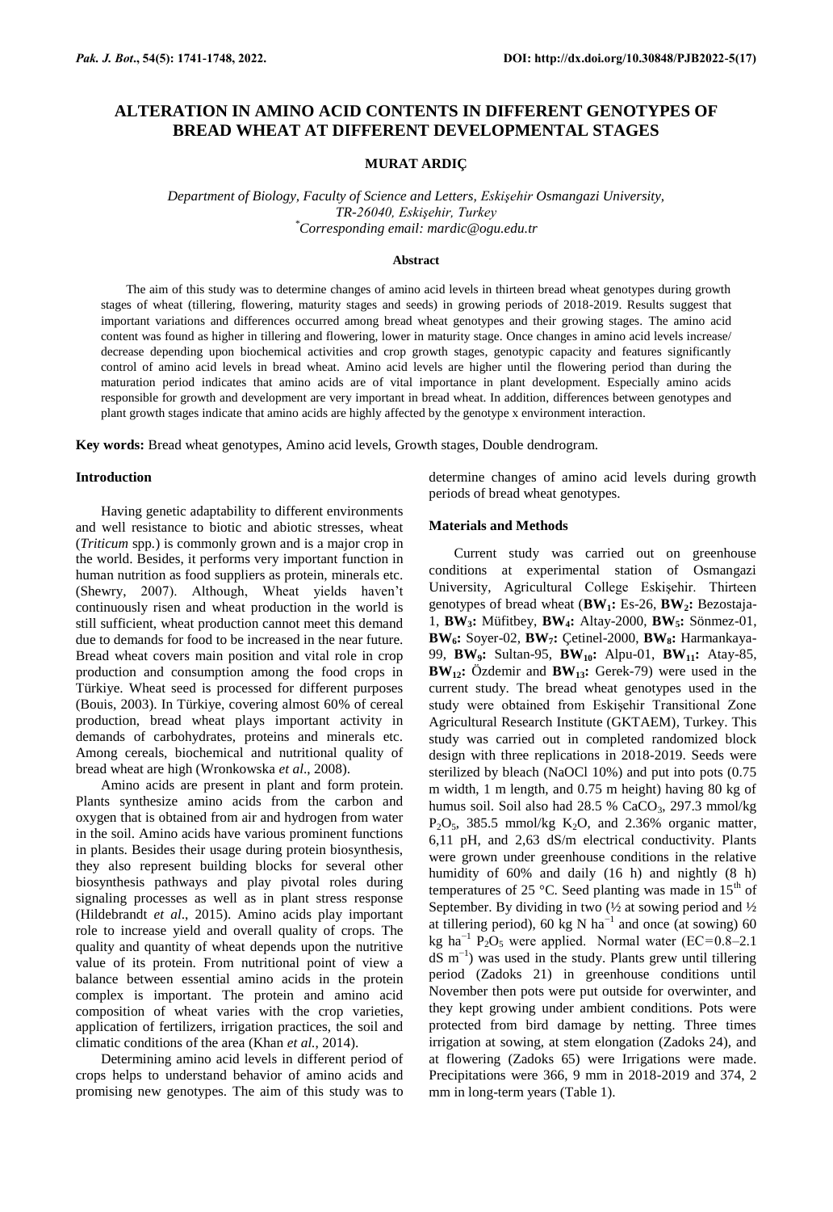# ALTERATION IN AMINO ACID CONTENTS IN DIFFERENT GENOTYPES OF BREAD WHEAT AT DIFFERENT DEVELOPMENTAL STAGES

**MURAT ARDIÇ**

*Department of Biology, Faculty of Science and Letters, Eskişehir Osmangazi University, TR-26040, Eskişehir, Turkey*
*Corresponding email: mardic@ogu.edu.tr

#### Abstract

The aim of this study was to determine changes of amino acid levels in thirteen bread wheat genotypes during growth stages of wheat (tillering, flowering, maturity stages and seeds) in growing periods of 2018-2019. Results suggest that important variations and differences occurred among bread wheat genotypes and their growing stages. The amino acid content was found as higher in tillering and flowering, lower in maturity stage. Once changes in amino acid levels increase/ decrease depending upon biochemical activities and crop growth stages, genotypic capacity and features significantly control of amino acid levels in bread wheat. Amino acid levels are higher until the flowering period than during the maturation period indicates that amino acids are of vital importance in plant development. Especially amino acids responsible for growth and development are very important in bread wheat. In addition, differences between genotypes and plant growth stages indicate that amino acids are highly affected by the genotype x environment interaction.

**Key words:** Bread wheat genotypes, Amino acid levels, Growth stages, Double dendrogram.

## Introduction

Having genetic adaptability to different environments and well resistance to biotic and abiotic stresses, wheat (*Triticum* spp.) is commonly grown and is a major crop in the world. Besides, it performs very important function in human nutrition as food suppliers as protein, minerals etc. (Shewry, 2007). Although, Wheat yields haven't continuously risen and wheat production in the world is still sufficient, wheat production cannot meet this demand due to demands for food to be increased in the near future. Bread wheat covers main position and vital role in crop production and consumption among the food crops in Türkiye. Wheat seed is processed for different purposes (Bouis, 2003). In Türkiye, covering almost 60% of cereal production, bread wheat plays important activity in demands of carbohydrates, proteins and minerals etc. Among cereals, biochemical and nutritional quality of bread wheat are high (Wronkowska *et al*., 2008).

Amino acids are present in plant and form protein. Plants synthesize amino acids from the carbon and oxygen that is obtained from air and hydrogen from water in the soil. Amino acids have various prominent functions in plants. Besides their usage during protein biosynthesis, they also represent building blocks for several other biosynthesis pathways and play pivotal roles during signaling processes as well as in plant stress response (Hildebrandt *et al*., 2015). Amino acids play important role to increase yield and overall quality of crops. The quality and quantity of wheat depends upon the nutritive value of its protein. From nutritional point of view a balance between essential amino acids in the protein complex is important. The protein and amino acid composition of wheat varies with the crop varieties, application of fertilizers, irrigation practices, the soil and climatic conditions of the area (Khan *et al.*, 2014).

Determining amino acid levels in different period of crops helps to understand behavior of amino acids and promising new genotypes. The aim of this study was to determine changes of amino acid levels during growth periods of bread wheat genotypes.

## Materials and Methods

Current study was carried out on greenhouse conditions at experimental station of Osmangazi University, Agricultural College Eskişehir. Thirteen genotypes of bread wheat (**$BW_1$:** Es-26, **$BW_2$:** Bezostaja-1, **$BW_3$:** Müfitbey, **$BW_4$:** Altay-2000, **$BW_5$:** Sönmez-01, **$BW_6$:** Soyer-02, **$BW_7$:** Çetinel-2000, **$BW_8$:** Harmankaya-99, **$BW_9$:** Sultan-95, **$BW_{10}$:** Alpu-01, **$BW_{11}$:** Atay-85, **$BW_{12}$:** Özdemir and **$BW_{13}$:** Gerek-79) were used in the current study. The bread wheat genotypes used in the study were obtained from Eskişehir Transitional Zone Agricultural Research Institute (GKTAEM), Turkey. This study was carried out in completed randomized block design with three replications in 2018-2019. Seeds were sterilized by bleach (NaOCl 10%) and put into pots (0.75 m width, 1 m length, and 0.75 m height) having 80 kg of humus soil. Soil also had 28.5 % $CaCO_3$, 297.3 mmol/kg $P_2O_5$, 385.5 mmol/kg $K_2O$, and 2.36% organic matter, 6,11 pH, and 2,63 dS/m electrical conductivity. Plants were grown under greenhouse conditions in the relative humidity of 60% and daily (16 h) and nightly (8 h) temperatures of 25 °C. Seed planting was made in 15th of September. By dividing in two (½ at sowing period and ½ at tillering period), 60 kg N $ha^{-1}$ and once (at sowing) 60 kg $ha^{-1}$ $P_2O_5$ were applied. Normal water (EC=0.8–2.1 dS $m^{-1}$) was used in the study. Plants grew until tillering period (Zadoks 21) in greenhouse conditions until November then pots were put outside for overwinter, and they kept growing under ambient conditions. Pots were protected from bird damage by netting. Three times irrigation at sowing, at stem elongation (Zadoks 24), and at flowering (Zadoks 65) were Irrigations were made. Precipitations were 366, 9 mm in 2018-2019 and 374, 2 mm in long-term years (Table 1).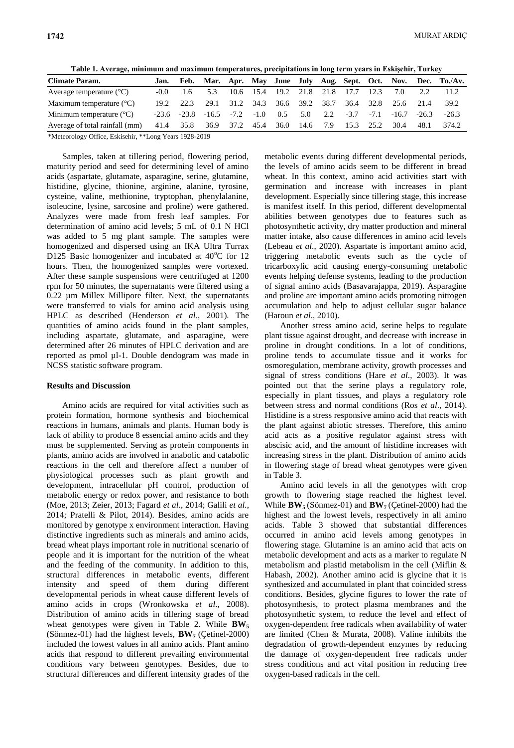**Table 1. Average, minimum and maximum temperatures, precipitations in long term years in Eskişehir, Turkey**

| Climate Param. | Jan. | Feb. | Mar. | Apr. | May | June | July | Aug. | Sept. | Oct. | Nov. | Dec. | To./Av. |
|---|---|---|---|---|---|---|---|---|---|---|---|---|---|
| Average temperature (°C) | -0.0 | 1.6 | 5.3 | 10.6 | 15.4 | 19.2 | 21.8 | 21.8 | 17.7 | 12.3 | 7.0 | 2.2 | 11.2 |
| Maximum temperature (°C) | 19.2 | 22.3 | 29.1 | 31.2 | 34.3 | 36.6 | 39.2 | 38.7 | 36.4 | 32.8 | 25.6 | 21.4 | 39.2 |
| Minimum temperature (°C) | -23.6 | -23.8 | -16.5 | -7.2 | -1.0 | 0.5 | 5.0 | 2.2 | -3.7 | -7.1 | -16.7 | -26.3 | -26.3 |
| Average of total rainfall (mm) | 41.4 | 35.8 | 36.9 | 37.2 | 45.4 | 36.0 | 14.6 | 7.9 | 15.3 | 25.2 | 30.4 | 48.1 | 374.2 |

*Meteorology Office, Eskisehir, **Long Years 1928-2019

Samples, taken at tillering period, flowering period, maturity period and seed for determining level of amino acids (aspartate, glutamate, asparagine, serine, glutamine, histidine, glycine, thionine, arginine, alanine, tyrosine, cysteine, valine, methionine, tryptophan, phenylalanine, isoleucine, lysine, sarcosine and proline) were gathered. Analyzes were made from fresh leaf samples. For determination of amino acid levels; 5 mL of 0.1 N HCl was added to 5 mg plant sample. The samples were homogenized and dispersed using an IKA Ultra Turrax D125 Basic homogenizer and incubated at 40°C for 12 hours. Then, the homogenized samples were vortexed. After these sample suspensions were centrifuged at 1200 rpm for 50 minutes, the supernatants were filtered using a 0.22 µm Millex Millipore filter. Next, the supernatants were transferred to vials for amino acid analysis using HPLC as described (Henderson *et al*., 2001). The quantities of amino acids found in the plant samples, including aspartate, glutamate, and asparagine, were determined after 26 minutes of HPLC derivation and are reported as pmol µl-1. Double dendogram was made in NCSS statistic software program.

## Results and Discussion

Amino acids are required for vital activities such as protein formation, hormone synthesis and biochemical reactions in humans, animals and plants. Human body is lack of ability to produce 8 essencial amino acids and they must be supplemented. Serving as protein components in plants, amino acids are involved in anabolic and catabolic reactions in the cell and therefore affect a number of physiological processes such as plant growth and development, intracellular pH control, production of metabolic energy or redox power, and resistance to both (Moe, 2013; Zeier, 2013; Fagard *et al.*, 2014; Galili *et al.*, 2014; Pratelli & Pilot, 2014). Besides, amino acids are monitored by genotype x environment interaction. Having distinctive ingredients such as minerals and amino acids, bread wheat plays important role in nutritional scenario of people and it is important for the nutrition of the wheat and the feeding of the community. In addition to this, structural differences in metabolic events, different intensity and speed of them during different developmental periods in wheat cause different levels of amino acids in crops (Wronkowska *et al*., 2008). Distribution of amino acids in tillering stage of bread wheat genotypes were given in Table 2. While **$BW_5$** (Sönmez-01) had the highest levels, **$BW_7$** (Çetinel-2000) included the lowest values in all amino acids. Plant amino acids that respond to different prevailing environmental conditions vary between genotypes. Besides, due to structural differences and different intensity grades of the metabolic events during different developmental periods, the levels of amino acids seem to be different in bread wheat. In this context, amino acid activities start with germination and increase with increases in plant development. Especially since tillering stage, this increase is manifest itself. In this period, different developmental abilities between genotypes due to features such as photosynthetic activity, dry matter production and mineral matter intake, also cause differences in amino acid levels (Lebeau *et al*., 2020). Aspartate is important amino acid, triggering metabolic events such as the cycle of tricarboxylic acid causing energy-consuming metabolic events helping defense systems, leading to the production of signal amino acids (Basavarajappa, 2019). Asparagine and proline are important amino acids promoting nitrogen accumulation and help to adjust cellular sugar balance (Haroun *et al*., 2010).

Another stress amino acid, serine helps to regulate plant tissue against drought, and decrease with increase in proline in drought conditions. In a lot of conditions, proline tends to accumulate tissue and it works for osmoregulation, membrane activity, growth processes and signal of stress conditions (Hare *et al*., 2003). It was pointed out that the serine plays a regulatory role, especially in plant tissues, and plays a regulatory role between stress and normal conditions (Ros *et al*., 2014). Histidine is a stress responsive amino acid that reacts with the plant against abiotic stresses. Therefore, this amino acid acts as a positive regulator against stress with abscisic acid, and the amount of histidine increases with increasing stress in the plant. Distribution of amino acids in flowering stage of bread wheat genotypes were given in Table 3.

Amino acid levels in all the genotypes with crop growth to flowering stage reached the highest level. While **$BW_5$** (Sönmez-01) and **$BW_7$** (Çetinel-2000) had the highest and the lowest levels, respectively in all amino acids. Table 3 showed that substantial differences occurred in amino acid levels among genotypes in flowering stage. Glutamine is an amino acid that acts on metabolic development and acts as a marker to regulate N metabolism and plastid metabolism in the cell (Miflin & Habash, 2002). Another amino acid is glycine that it is synthesized and accumulated in plant that coincided stress conditions. Besides, glycine figures to lower the rate of photosynthesis, to protect plasma membranes and the photosynthetic system, to reduce the level and effect of oxygen-dependent free radicals when availability of water are limited (Chen & Murata, 2008). Valine inhibits the degradation of growth-dependent enzymes by reducing the damage of oxygen-dependent free radicals under stress conditions and act vital position in reducing free oxygen-based radicals in the cell.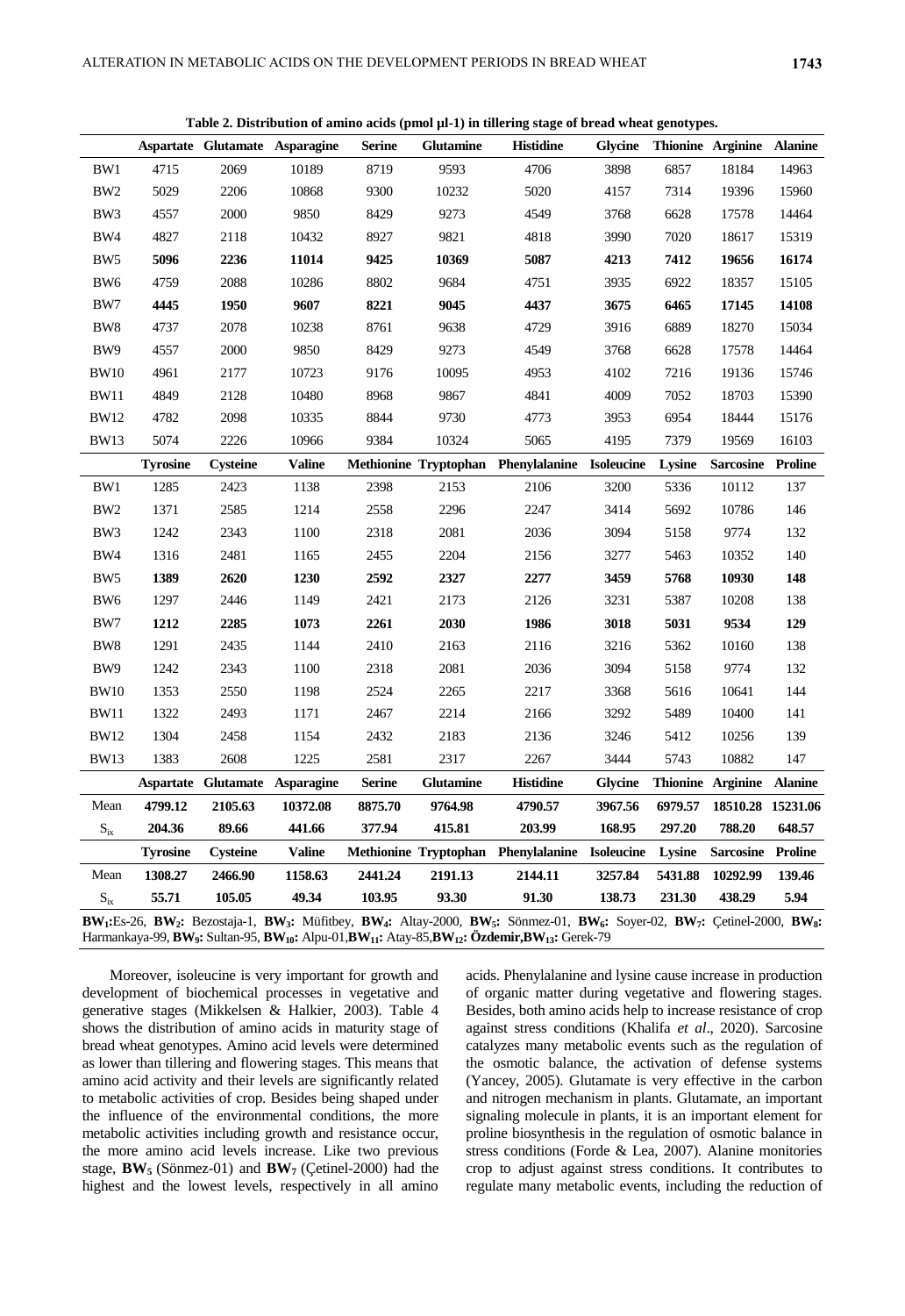**Table 2. Distribution of amino acids (pmol µl-1) in tillering stage of bread wheat genotypes.**

| | Aspartate | Glutamate | Asparagine | Serine | Glutamine | Histidine | Glycine | Thionine | Arginine | Alanine |
|---|---|---|---|---|---|---|---|---|---|---|
| BW1 | 4715 | 2069 | 10189 | 8719 | 9593 | 4706 | 3898 | 6857 | 18184 | 14963 |
| BW2 | 5029 | 2206 | 10868 | 9300 | 10232 | 5020 | 4157 | 7314 | 19396 | 15960 |
| BW3 | 4557 | 2000 | 9850 | 8429 | 9273 | 4549 | 3768 | 6628 | 17578 | 14464 |
| BW4 | 4827 | 2118 | 10432 | 8927 | 9821 | 4818 | 3990 | 7020 | 18617 | 15319 |
| BW5 | **5096** | **2236** | **11014** | **9425** | **10369** | **5087** | **4213** | **7412** | **19656** | **16174** |
| BW6 | 4759 | 2088 | 10286 | 8802 | 9684 | 4751 | 3935 | 6922 | 18357 | 15105 |
| BW7 | **4445** | **1950** | **9607** | **8221** | **9045** | **4437** | **3675** | **6465** | **17145** | **14108** |
| BW8 | 4737 | 2078 | 10238 | 8761 | 9638 | 4729 | 3916 | 6889 | 18270 | 15034 |
| BW9 | 4557 | 2000 | 9850 | 8429 | 9273 | 4549 | 3768 | 6628 | 17578 | 14464 |
| BW10 | 4961 | 2177 | 10723 | 9176 | 10095 | 4953 | 4102 | 7216 | 19136 | 15746 |
| BW11 | 4849 | 2128 | 10480 | 8968 | 9867 | 4841 | 4009 | 7052 | 18703 | 15390 |
| BW12 | 4782 | 2098 | 10335 | 8844 | 9730 | 4773 | 3953 | 6954 | 18444 | 15176 |
| BW13 | 5074 | 2226 | 10966 | 9384 | 10324 | 5065 | 4195 | 7379 | 19569 | 16103 |
| | **Tyrosine** | **Cysteine** | **Valine** | **Methionine** | **Tryptophan** | **Phenylalanine** | **Isoleucine** | **Lysine** | **Sarcosine** | **Proline** |
| BW1 | 1285 | 2423 | 1138 | 2398 | 2153 | 2106 | 3200 | 5336 | 10112 | 137 |
| BW2 | 1371 | 2585 | 1214 | 2558 | 2296 | 2247 | 3414 | 5692 | 10786 | 146 |
| BW3 | 1242 | 2343 | 1100 | 2318 | 2081 | 2036 | 3094 | 5158 | 9774 | 132 |
| BW4 | 1316 | 2481 | 1165 | 2455 | 2204 | 2156 | 3277 | 5463 | 10352 | 140 |
| BW5 | **1389** | **2620** | **1230** | **2592** | **2327** | **2277** | **3459** | **5768** | **10930** | **148** |
| BW6 | 1297 | 2446 | 1149 | 2421 | 2173 | 2126 | 3231 | 5387 | 10208 | 138 |
| BW7 | **1212** | **2285** | **1073** | **2261** | **2030** | **1986** | **3018** | **5031** | **9534** | **129** |
| BW8 | 1291 | 2435 | 1144 | 2410 | 2163 | 2116 | 3216 | 5362 | 10160 | 138 |
| BW9 | 1242 | 2343 | 1100 | 2318 | 2081 | 2036 | 3094 | 5158 | 9774 | 132 |
| BW10 | 1353 | 2550 | 1198 | 2524 | 2265 | 2217 | 3368 | 5616 | 10641 | 144 |
| BW11 | 1322 | 2493 | 1171 | 2467 | 2214 | 2166 | 3292 | 5489 | 10400 | 141 |
| BW12 | 1304 | 2458 | 1154 | 2432 | 2183 | 2136 | 3246 | 5412 | 10256 | 139 |
| BW13 | 1383 | 2608 | 1225 | 2581 | 2317 | 2267 | 3444 | 5743 | 10882 | 147 |
| | **Aspartate** | **Glutamate** | **Asparagine** | **Serine** | **Glutamine** | **Histidine** | **Glycine** | **Thionine** | **Arginine** | **Alanine** |
| Mean | **4799.12** | **2105.63** | **10372.08** | **8875.70** | **9764.98** | **4790.57** | **3967.56** | **6979.57** | **18510.28** | **15231.06** |
| $S_{ix}$ | **204.36** | **89.66** | **441.66** | **377.94** | **415.81** | **203.99** | **168.95** | **297.20** | **788.20** | **648.57** |
| | **Tyrosine** | **Cysteine** | **Valine** | **Methionine** | **Tryptophan** | **Phenylalanine** | **Isoleucine** | **Lysine** | **Sarcosine** | **Proline** |
| Mean | **1308.27** | **2466.90** | **1158.63** | **2441.24** | **2191.13** | **2144.11** | **3257.84** | **5431.88** | **10292.99** | **139.46** |
| $S_{ix}$ | **55.71** | **105.05** | **49.34** | **103.95** | **93.30** | **91.30** | **138.73** | **231.30** | **438.29** | **5.94** |

**$BW_1$:** Es-26, **$BW_2$:** Bezostaja-1, **$BW_3$:** Müfitbey, **$BW_4$:** Altay-2000, **$BW_5$:** Sönmez-01, **$BW_6$:** Soyer-02, **$BW_7$:** Çetinel-2000, **$BW_8$:** Harmankaya-99, **$BW_9$:** Sultan-95, **$BW_{10}$:** Alpu-01, **$BW_{11}$:** Atay-85, **$BW_{12}$:** **Özdemir**, **$BW_{13}$:** Gerek-79

Moreover, isoleucine is very important for growth and development of biochemical processes in vegetative and generative stages (Mikkelsen & Halkier, 2003). Table 4 shows the distribution of amino acids in maturity stage of bread wheat genotypes. Amino acid levels were determined as lower than tillering and flowering stages. This means that amino acid activity and their levels are significantly related to metabolic activities of crop. Besides being shaped under the influence of the environmental conditions, the more metabolic activities including growth and resistance occur, the more amino acid levels increase. Like two previous stage, **$BW_5$** (Sönmez-01) and **$BW_7$** (Çetinel-2000) had the highest and the lowest levels, respectively in all amino acids. Phenylalanine and lysine cause increase in production of organic matter during vegetative and flowering stages. Besides, both amino acids help to increase resistance of crop against stress conditions (Khalifa *et al*., 2020). Sarcosine catalyzes many metabolic events such as the regulation of the osmotic balance, the activation of defense systems (Yancey, 2005). Glutamate is very effective in the carbon and nitrogen mechanism in plants. Glutamate, an important signaling molecule in plants, it is an important element for proline biosynthesis in the regulation of osmotic balance in stress conditions (Forde & Lea, 2007). Alanine monitories crop to adjust against stress conditions. It contributes to regulate many metabolic events, including the reduction of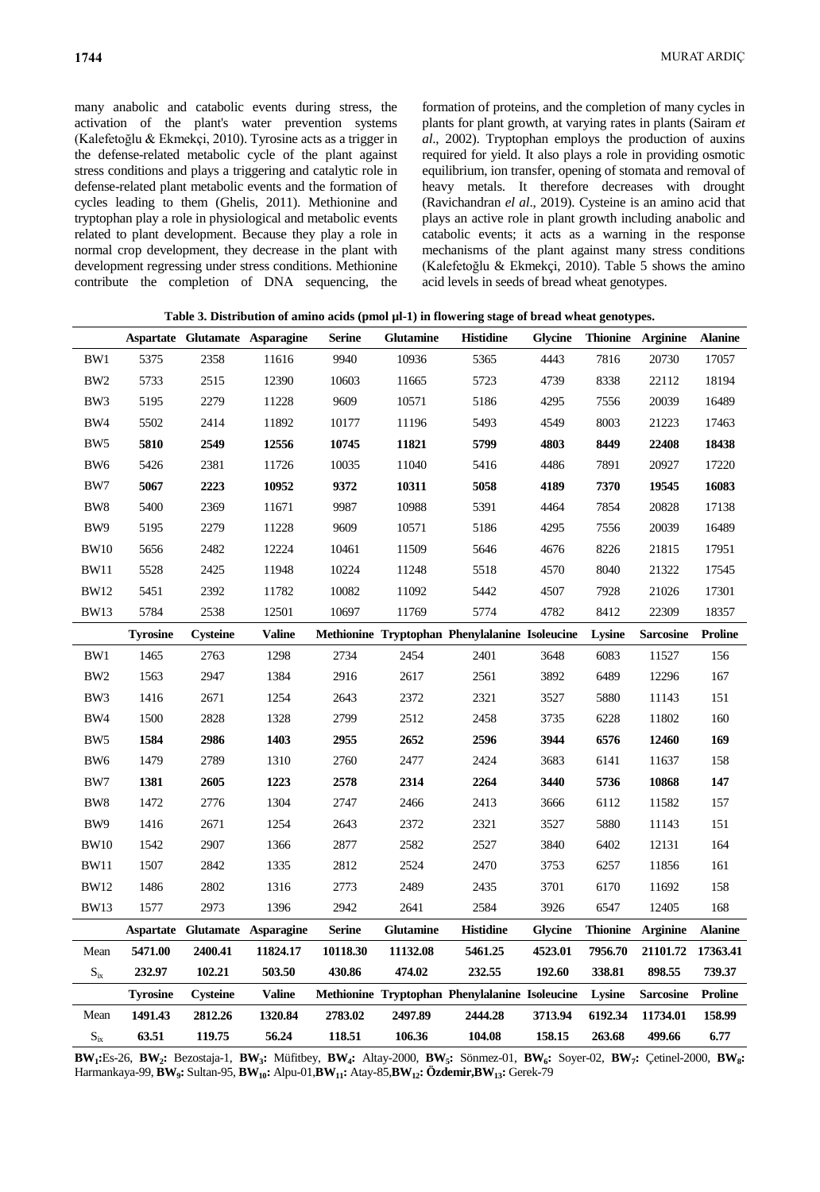many anabolic and catabolic events during stress, the activation of the plant's water prevention systems (Kalefetoğlu & Ekmekçi, 2010). Tyrosine acts as a trigger in the defense-related metabolic cycle of the plant against stress conditions and plays a triggering and catalytic role in defense-related plant metabolic events and the formation of cycles leading to them (Ghelis, 2011). Methionine and tryptophan play a role in physiological and metabolic events related to plant development. Because they play a role in normal crop development, they decrease in the plant with development regressing under stress conditions. Methionine contribute the completion of DNA sequencing, the formation of proteins, and the completion of many cycles in plants for plant growth, at varying rates in plants (Sairam *et al*., 2002). Tryptophan employs the production of auxins required for yield. It also plays a role in providing osmotic equilibrium, ion transfer, opening of stomata and removal of heavy metals. It therefore decreases with drought (Ravichandran *el al*., 2019). Cysteine is an amino acid that plays an active role in plant growth including anabolic and catabolic events; it acts as a warning in the response mechanisms of the plant against many stress conditions (Kalefetoğlu & Ekmekçi, 2010). Table 5 shows the amino acid levels in seeds of bread wheat genotypes.

**Table 3. Distribution of amino acids (pmol µl-1) in flowering stage of bread wheat genotypes.**

| | Aspartate | Glutamate | Asparagine | Serine | Glutamine | Histidine | Glycine | Thionine | Arginine | Alanine |
|---|---|---|---|---|---|---|---|---|---|---|
| BW1 | 5375 | 2358 | 11616 | 9940 | 10936 | 5365 | 4443 | 7816 | 20730 | 17057 |
| BW2 | 5733 | 2515 | 12390 | 10603 | 11665 | 5723 | 4739 | 8338 | 22112 | 18194 |
| BW3 | 5195 | 2279 | 11228 | 9609 | 10571 | 5186 | 4295 | 7556 | 20039 | 16489 |
| BW4 | 5502 | 2414 | 11892 | 10177 | 11196 | 5493 | 4549 | 8003 | 21223 | 17463 |
| BW5 | **5810** | **2549** | **12556** | **10745** | **11821** | **5799** | **4803** | **8449** | **22408** | **18438** |
| BW6 | 5426 | 2381 | 11726 | 10035 | 11040 | 5416 | 4486 | 7891 | 20927 | 17220 |
| BW7 | **5067** | **2223** | **10952** | **9372** | **10311** | **5058** | **4189** | **7370** | **19545** | **16083** |
| BW8 | 5400 | 2369 | 11671 | 9987 | 10988 | 5391 | 4464 | 7854 | 20828 | 17138 |
| BW9 | 5195 | 2279 | 11228 | 9609 | 10571 | 5186 | 4295 | 7556 | 20039 | 16489 |
| BW10 | 5656 | 2482 | 12224 | 10461 | 11509 | 5646 | 4676 | 8226 | 21815 | 17951 |
| BW11 | 5528 | 2425 | 11948 | 10224 | 11248 | 5518 | 4570 | 8040 | 21322 | 17545 |
| BW12 | 5451 | 2392 | 11782 | 10082 | 11092 | 5442 | 4507 | 7928 | 21026 | 17301 |
| BW13 | 5784 | 2538 | 12501 | 10697 | 11769 | 5774 | 4782 | 8412 | 22309 | 18357 |
| | **Tyrosine** | **Cysteine** | **Valine** | **Methionine** | **Tryptophan** | **Phenylalanine** | **Isoleucine** | **Lysine** | **Sarcosine** | **Proline** |
| BW1 | 1465 | 2763 | 1298 | 2734 | 2454 | 2401 | 3648 | 6083 | 11527 | 156 |
| BW2 | 1563 | 2947 | 1384 | 2916 | 2617 | 2561 | 3892 | 6489 | 12296 | 167 |
| BW3 | 1416 | 2671 | 1254 | 2643 | 2372 | 2321 | 3527 | 5880 | 11143 | 151 |
| BW4 | 1500 | 2828 | 1328 | 2799 | 2512 | 2458 | 3735 | 6228 | 11802 | 160 |
| BW5 | **1584** | **2986** | **1403** | **2955** | **2652** | **2596** | **3944** | **6576** | **12460** | **169** |
| BW6 | 1479 | 2789 | 1310 | 2760 | 2477 | 2424 | 3683 | 6141 | 11637 | 158 |
| BW7 | **1381** | **2605** | **1223** | **2578** | **2314** | **2264** | **3440** | **5736** | **10868** | **147** |
| BW8 | 1472 | 2776 | 1304 | 2747 | 2466 | 2413 | 3666 | 6112 | 11582 | 157 |
| BW9 | 1416 | 2671 | 1254 | 2643 | 2372 | 2321 | 3527 | 5880 | 11143 | 151 |
| BW10 | 1542 | 2907 | 1366 | 2877 | 2582 | 2527 | 3840 | 6402 | 12131 | 164 |
| BW11 | 1507 | 2842 | 1335 | 2812 | 2524 | 2470 | 3753 | 6257 | 11856 | 161 |
| BW12 | 1486 | 2802 | 1316 | 2773 | 2489 | 2435 | 3701 | 6170 | 11692 | 158 |
| BW13 | 1577 | 2973 | 1396 | 2942 | 2641 | 2584 | 3926 | 6547 | 12405 | 168 |
| | **Aspartate** | **Glutamate** | **Asparagine** | **Serine** | **Glutamine** | **Histidine** | **Glycine** | **Thionine** | **Arginine** | **Alanine** |
| Mean | **5471.00** | **2400.41** | **11824.17** | **10118.30** | **11132.08** | **5461.25** | **4523.01** | **7956.70** | **21101.72** | **17363.41** |
| $S_{ix}$ | **232.97** | **102.21** | **503.50** | **430.86** | **474.02** | **232.55** | **192.60** | **338.81** | **898.55** | **739.37** |
| | **Tyrosine** | **Cysteine** | **Valine** | **Methionine** | **Tryptophan** | **Phenylalanine** | **Isoleucine** | **Lysine** | **Sarcosine** | **Proline** |
| Mean | **1491.43** | **2812.26** | **1320.84** | **2783.02** | **2497.89** | **2444.28** | **3713.94** | **6192.34** | **11734.01** | **158.99** |
| $S_{ix}$ | **63.51** | **119.75** | **56.24** | **118.51** | **106.36** | **104.08** | **158.15** | **263.68** | **499.66** | **6.77** |

**$BW_1$:** Es-26, **$BW_2$:** Bezostaja-1, **$BW_3$:** Müfitbey, **$BW_4$:** Altay-2000, **$BW_5$:** Sönmez-01, **$BW_6$:** Soyer-02, **$BW_7$:** Çetinel-2000, **$BW_8$:** Harmankaya-99, **$BW_9$:** Sultan-95, **$BW_{10}$:** Alpu-01, **$BW_{11}$:** Atay-85, **$BW_{12}$:** **Özdemir**, **$BW_{13}$:** Gerek-79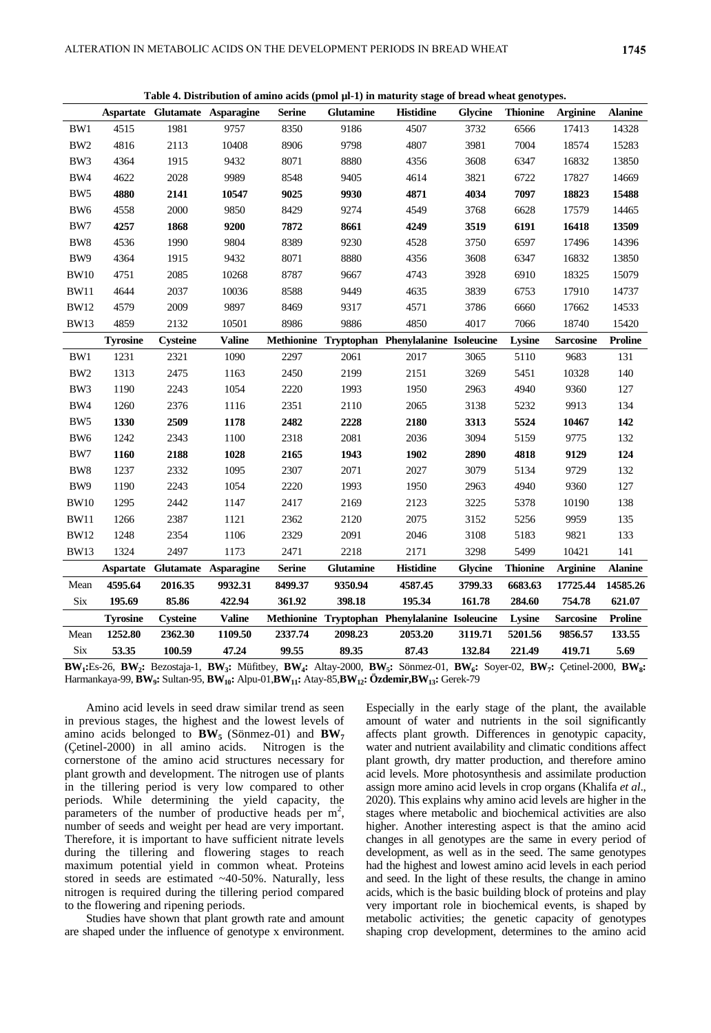**Table 4. Distribution of amino acids (pmol µl-1) in maturity stage of bread wheat genotypes.**

| | Aspartate | Glutamate | Asparagine | Serine | Glutamine | Histidine | Glycine | Thionine | Arginine | Alanine |
|---|---|---|---|---|---|---|---|---|---|---|
| BW1 | 4515 | 1981 | 9757 | 8350 | 9186 | 4507 | 3732 | 6566 | 17413 | 14328 |
| BW2 | 4816 | 2113 | 10408 | 8906 | 9798 | 4807 | 3981 | 7004 | 18574 | 15283 |
| BW3 | 4364 | 1915 | 9432 | 8071 | 8880 | 4356 | 3608 | 6347 | 16832 | 13850 |
| BW4 | 4622 | 2028 | 9989 | 8548 | 9405 | 4614 | 3821 | 6722 | 17827 | 14669 |
| BW5 | **4880** | **2141** | **10547** | **9025** | **9930** | **4871** | **4034** | **7097** | **18823** | **15488** |
| BW6 | 4558 | 2000 | 9850 | 8429 | 9274 | 4549 | 3768 | 6628 | 17579 | 14465 |
| BW7 | **4257** | **1868** | **9200** | **7872** | **8661** | **4249** | **3519** | **6191** | **16418** | **13509** |
| BW8 | 4536 | 1990 | 9804 | 8389 | 9230 | 4528 | 3750 | 6597 | 17496 | 14396 |
| BW9 | 4364 | 1915 | 9432 | 8071 | 8880 | 4356 | 3608 | 6347 | 16832 | 13850 |
| BW10 | 4751 | 2085 | 10268 | 8787 | 9667 | 4743 | 3928 | 6910 | 18325 | 15079 |
| BW11 | 4644 | 2037 | 10036 | 8588 | 9449 | 4635 | 3839 | 6753 | 17910 | 14737 |
| BW12 | 4579 | 2009 | 9897 | 8469 | 9317 | 4571 | 3786 | 6660 | 17662 | 14533 |
| BW13 | 4859 | 2132 | 10501 | 8986 | 9886 | 4850 | 4017 | 7066 | 18740 | 15420 |
| | **Tyrosine** | **Cysteine** | **Valine** | **Methionine** | **Tryptophan** | **Phenylalanine** | **Isoleucine** | **Lysine** | **Sarcosine** | **Proline** |
| BW1 | 1231 | 2321 | 1090 | 2297 | 2061 | 2017 | 3065 | 5110 | 9683 | 131 |
| BW2 | 1313 | 2475 | 1163 | 2450 | 2199 | 2151 | 3269 | 5451 | 10328 | 140 |
| BW3 | 1190 | 2243 | 1054 | 2220 | 1993 | 1950 | 2963 | 4940 | 9360 | 127 |
| BW4 | 1260 | 2376 | 1116 | 2351 | 2110 | 2065 | 3138 | 5232 | 9913 | 134 |
| BW5 | **1330** | **2509** | **1178** | **2482** | **2228** | **2180** | **3313** | **5524** | **10467** | **142** |
| BW6 | 1242 | 2343 | 1100 | 2318 | 2081 | 2036 | 3094 | 5159 | 9775 | 132 |
| BW7 | **1160** | **2188** | **1028** | **2165** | **1943** | **1902** | **2890** | **4818** | **9129** | **124** |
| BW8 | 1237 | 2332 | 1095 | 2307 | 2071 | 2027 | 3079 | 5134 | 9729 | 132 |
| BW9 | 1190 | 2243 | 1054 | 2220 | 1993 | 1950 | 2963 | 4940 | 9360 | 127 |
| BW10 | 1295 | 2442 | 1147 | 2417 | 2169 | 2123 | 3225 | 5378 | 10190 | 138 |
| BW11 | 1266 | 2387 | 1121 | 2362 | 2120 | 2075 | 3152 | 5256 | 9959 | 135 |
| BW12 | 1248 | 2354 | 1106 | 2329 | 2091 | 2046 | 3108 | 5183 | 9821 | 133 |
| BW13 | 1324 | 2497 | 1173 | 2471 | 2218 | 2171 | 3298 | 5499 | 10421 | 141 |
| | **Aspartate** | **Glutamate** | **Asparagine** | **Serine** | **Glutamine** | **Histidine** | **Glycine** | **Thionine** | **Arginine** | **Alanine** |
| Mean | **4595.64** | **2016.35** | **9932.31** | **8499.37** | **9350.94** | **4587.45** | **3799.33** | **6683.63** | **17725.44** | **14585.26** |
| Six | **195.69** | **85.86** | **422.94** | **361.92** | **398.18** | **195.34** | **161.78** | **284.60** | **754.78** | **621.07** |
| | **Tyrosine** | **Cysteine** | **Valine** | **Methionine** | **Tryptophan** | **Phenylalanine** | **Isoleucine** | **Lysine** | **Sarcosine** | **Proline** |
| Mean | **1252.80** | **2362.30** | **1109.50** | **2337.74** | **2098.23** | **2053.20** | **3119.71** | **5201.56** | **9856.57** | **133.55** |
| Six | **53.35** | **100.59** | **47.24** | **99.55** | **89.35** | **87.43** | **132.84** | **221.49** | **419.71** | **5.69** |

**$BW_1$:**Es-26, **$BW_2$:** Bezostaja-1, **$BW_3$:** Müfitbey, **$BW_4$:** Altay-2000, **$BW_5$:** Sönmez-01, **$BW_6$:** Soyer-02, **$BW_7$:** Çetinel-2000, **$BW_8$:** Harmankaya-99, **$BW_9$:** Sultan-95, **$BW_{10}$:** Alpu-01,**$BW_{11}$:** Atay-85,**$BW_{12}$:** **Özdemir**,**$BW_{13}$:** Gerek-79

Amino acid levels in seed draw similar trend as seen in previous stages, the highest and the lowest levels of amino acids belonged to **$BW_5$** (Sönmez-01) and **$BW_7$** (Çetinel-2000) in all amino acids. Nitrogen is the cornerstone of the amino acid structures necessary for plant growth and development. The nitrogen use of plants in the tillering period is very low compared to other periods. While determining the yield capacity, the parameters of the number of productive heads per $m^2$, number of seeds and weight per head are very important. Therefore, it is important to have sufficient nitrate levels during the tillering and flowering stages to reach maximum potential yield in common wheat. Proteins stored in seeds are estimated ~40-50%. Naturally, less nitrogen is required during the tillering period compared to the flowering and ripening periods.

Studies have shown that plant growth rate and amount are shaped under the influence of genotype x environment. Especially in the early stage of the plant, the available amount of water and nutrients in the soil significantly affects plant growth. Differences in genotypic capacity, water and nutrient availability and climatic conditions affect plant growth, dry matter production, and therefore amino acid levels. More photosynthesis and assimilate production assign more amino acid levels in crop organs (Khalifa *et al*., 2020). This explains why amino acid levels are higher in the stages where metabolic and biochemical activities are also higher. Another interesting aspect is that the amino acid changes in all genotypes are the same in every period of development, as well as in the seed. The same genotypes had the highest and lowest amino acid levels in each period and seed. In the light of these results, the change in amino acids, which is the basic building block of proteins and play very important role in biochemical events, is shaped by metabolic activities; the genetic capacity of genotypes shaping crop development, determines to the amino acid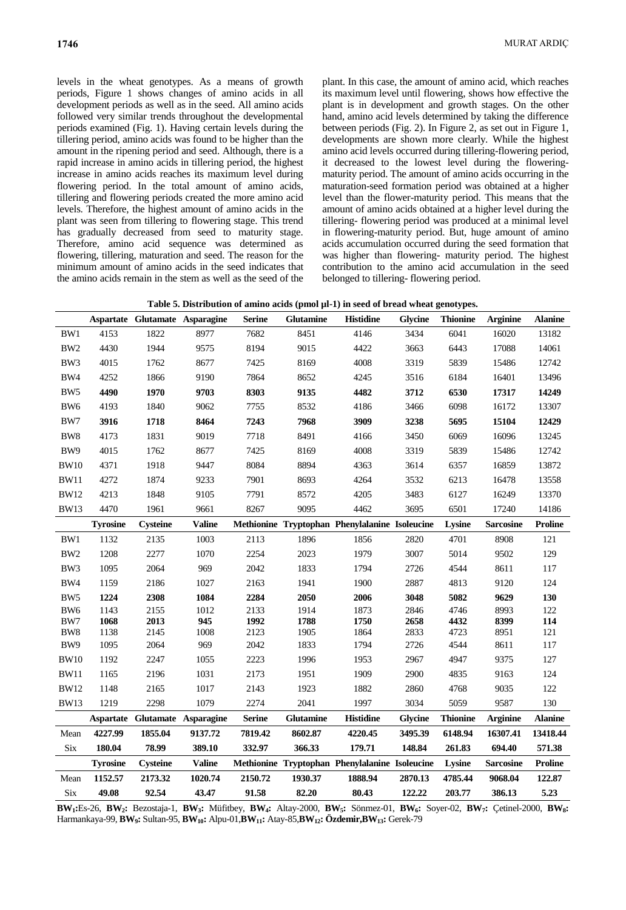levels in the wheat genotypes. As a means of growth periods, Figure 1 shows changes of amino acids in all development periods as well as in the seed. All amino acids followed very similar trends throughout the developmental periods examined (Fig. 1). Having certain levels during the tillering period, amino acids was found to be higher than the amount in the ripening period and seed. Although, there is a rapid increase in amino acids in tillering period, the highest increase in amino acids reaches its maximum level during flowering period. In the total amount of amino acids, tillering and flowering periods created the more amino acid levels. Therefore, the highest amount of amino acids in the plant was seen from tillering to flowering stage. This trend has gradually decreased from seed to maturity stage. Therefore, amino acid sequence was determined as flowering, tillering, maturation and seed. The reason for the minimum amount of amino acids in the seed indicates that the amino acids remain in the stem as well as the seed of the plant. In this case, the amount of amino acid, which reaches its maximum level until flowering, shows how effective the plant is in development and growth stages. On the other hand, amino acid levels determined by taking the difference between periods (Fig. 2). In Figure 2, as set out in Figure 1, developments are shown more clearly. While the highest amino acid levels occurred during tillering-flowering period, it decreased to the lowest level during the flowering-maturity period. The amount of amino acids occurring in the maturation-seed formation period was obtained at a higher level than the flower-maturity period. This means that the amount of amino acids obtained at a higher level during the tillering- flowering period was produced at a minimal level in flowering-maturity period. But, huge amount of amino acids accumulation occurred during the seed formation that was higher than flowering- maturity period. The highest contribution to the amino acid accumulation in the seed belonged to tillering- flowering period.

**Table 5. Distribution of amino acids (pmol µl-1) in seed of bread wheat genotypes.**

| | Aspartate | Glutamate | Asparagine | Serine | Glutamine | Histidine | Glycine | Thionine | Arginine | Alanine |
|---|---|---|---|---|---|---|---|---|---|---|
| BW1 | 4153 | 1822 | 8977 | 7682 | 8451 | 4146 | 3434 | 6041 | 16020 | 13182 |
| BW2 | 4430 | 1944 | 9575 | 8194 | 9015 | 4422 | 3663 | 6443 | 17088 | 14061 |
| BW3 | 4015 | 1762 | 8677 | 7425 | 8169 | 4008 | 3319 | 5839 | 15486 | 12742 |
| BW4 | 4252 | 1866 | 9190 | 7864 | 8652 | 4245 | 3516 | 6184 | 16401 | 13496 |
| BW5 | **4490** | **1970** | **9703** | **8303** | **9135** | **4482** | **3712** | **6530** | **17317** | **14249** |
| BW6 | 4193 | 1840 | 9062 | 7755 | 8532 | 4186 | 3466 | 6098 | 16172 | 13307 |
| BW7 | **3916** | **1718** | **8464** | **7243** | **7968** | **3909** | **3238** | **5695** | **15104** | **12429** |
| BW8 | 4173 | 1831 | 9019 | 7718 | 8491 | 4166 | 3450 | 6069 | 16096 | 13245 |
| BW9 | 4015 | 1762 | 8677 | 7425 | 8169 | 4008 | 3319 | 5839 | 15486 | 12742 |
| BW10 | 4371 | 1918 | 9447 | 8084 | 8894 | 4363 | 3614 | 6357 | 16859 | 13872 |
| BW11 | 4272 | 1874 | 9233 | 7901 | 8693 | 4264 | 3532 | 6213 | 16478 | 13558 |
| BW12 | 4213 | 1848 | 9105 | 7791 | 8572 | 4205 | 3483 | 6127 | 16249 | 13370 |
| BW13 | 4470 | 1961 | 9661 | 8267 | 9095 | 4462 | 3695 | 6501 | 17240 | 14186 |
| | **Tyrosine** | **Cysteine** | **Valine** | **Methionine** | **Tryptophan** | **Phenylalanine** | **Isoleucine** | **Lysine** | **Sarcosine** | **Proline** |
| BW1 | 1132 | 2135 | 1003 | 2113 | 1896 | 1856 | 2820 | 4701 | 8908 | 121 |
| BW2 | 1208 | 2277 | 1070 | 2254 | 2023 | 1979 | 3007 | 5014 | 9502 | 129 |
| BW3 | 1095 | 2064 | 969 | 2042 | 1833 | 1794 | 2726 | 4544 | 8611 | 117 |
| BW4 | 1159 | 2186 | 1027 | 2163 | 1941 | 1900 | 2887 | 4813 | 9120 | 124 |
| BW5 | **1224** | **2308** | **1084** | **2284** | **2050** | **2006** | **3048** | **5082** | **9629** | **130** |
| BW6 | 1143 | 2155 | 1012 | 2133 | 1914 | 1873 | 2846 | 4746 | 8993 | 122 |
| BW7 | **1068** | **2013** | **945** | **1992** | **1788** | **1750** | **2658** | **4432** | **8399** | **114** |
| BW8 | 1138 | 2145 | 1008 | 2123 | 1905 | 1864 | 2833 | 4723 | 8951 | 121 |
| BW9 | 1095 | 2064 | 969 | 2042 | 1833 | 1794 | 2726 | 4544 | 8611 | 117 |
| BW10 | 1192 | 2247 | 1055 | 2223 | 1996 | 1953 | 2967 | 4947 | 9375 | 127 |
| BW11 | 1165 | 2196 | 1031 | 2173 | 1951 | 1909 | 2900 | 4835 | 9163 | 124 |
| BW12 | 1148 | 2165 | 1017 | 2143 | 1923 | 1882 | 2860 | 4768 | 9035 | 122 |
| BW13 | 1219 | 2298 | 1079 | 2274 | 2041 | 1997 | 3034 | 5059 | 9587 | 130 |
| | **Aspartate** | **Glutamate** | **Asparagine** | **Serine** | **Glutamine** | **Histidine** | **Glycine** | **Thionine** | **Arginine** | **Alanine** |
| Mean | **4227.99** | **1855.04** | **9137.72** | **7819.42** | **8602.87** | **4220.45** | **3495.39** | **6148.94** | **16307.41** | **13418.44** |
| Six | **180.04** | **78.99** | **389.10** | **332.97** | **366.33** | **179.71** | **148.84** | **261.83** | **694.40** | **571.38** |
| | **Tyrosine** | **Cysteine** | **Valine** | **Methionine** | **Tryptophan** | **Phenylalanine** | **Isoleucine** | **Lysine** | **Sarcosine** | **Proline** |
| Mean | **1152.57** | **2173.32** | **1020.74** | **2150.72** | **1930.37** | **1888.94** | **2870.13** | **4785.44** | **9068.04** | **122.87** |
| Six | **49.08** | **92.54** | **43.47** | **91.58** | **82.20** | **80.43** | **122.22** | **203.77** | **386.13** | **5.23** |

**$BW_1$:** Es-26, **$BW_2$:** Bezostaja-1, **$BW_3$:** Müfitbey, **$BW_4$:** Altay-2000, **$BW_5$:** Sönmez-01, **$BW_6$:** Soyer-02, **$BW_7$:** Çetinel-2000, **$BW_8$:** Harmankaya-99, **$BW_9$:** Sultan-95, **$BW_{10}$:** Alpu-01, **$BW_{11}$:** Atay-85, **$BW_{12}$:** **Özdemir**, **$BW_{13}$:** Gerek-79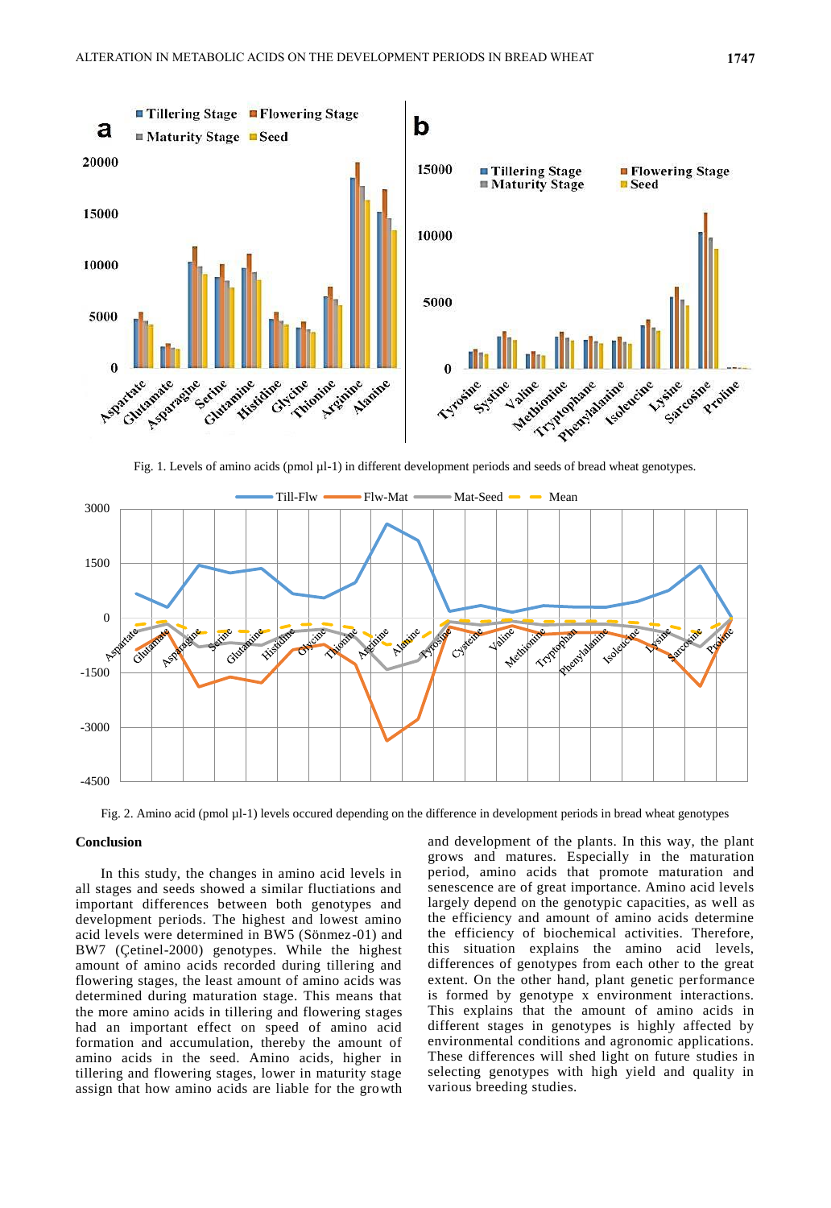Fig. 1. Levels of amino acids (pmol µl-1) in different development periods and seeds of bread wheat genotypes.

Fig. 2. Amino acid (pmol µl-1) levels occured depending on the difference in development periods in bread wheat genotypes

## Conclusion

In this study, the changes in amino acid levels in all stages and seeds showed a similar fluctiations and important differences between both genotypes and development periods. The highest and lowest amino acid levels were determined in BW5 (Sönmez-01) and BW7 (Çetinel-2000) genotypes. While the highest amount of amino acids recorded during tillering and flowering stages, the least amount of amino acids was determined during maturation stage. This means that the more amino acids in tillering and flowering stages had an important effect on speed of amino acid formation and accumulation, thereby the amount of amino acids in the seed. Amino acids, higher in tillering and flowering stages, lower in maturity stage assign that how amino acids are liable for the growth and development of the plants. In this way, the plant grows and matures. Especially in the maturation period, amino acids that promote maturation and senescence are of great importance. Amino acid levels largely depend on the genotypic capacities, as well as the efficiency and amount of amino acids determine the efficiency of biochemical activities. Therefore, this situation explains the amino acid levels, differences of genotypes from each other to the great extent. On the other hand, plant genetic performance is formed by genotype x environment interactions. This explains that the amount of amino acids in different stages in genotypes is highly affected by environmental conditions and agronomic applications. These differences will shed light on future studies in selecting genotypes with high yield and quality in various breeding studies.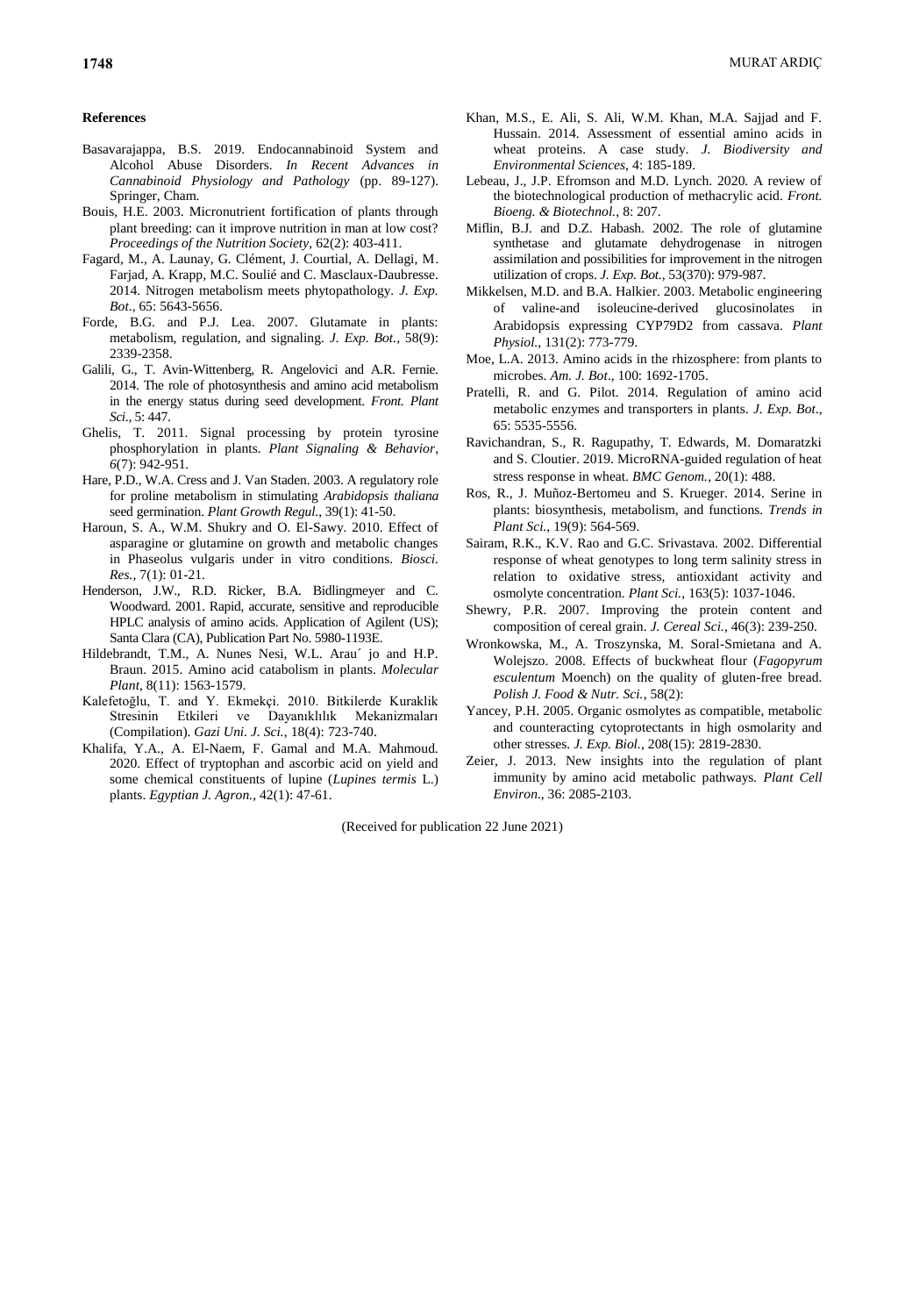### References

Basavarajappa, B.S. 2019. Endocannabinoid System and Alcohol Abuse Disorders. *In Recent Advances in Cannabinoid Physiology and Pathology* (pp. 89-127). Springer, Cham.

Bouis, H.E. 2003. Micronutrient fortification of plants through plant breeding: can it improve nutrition in man at low cost? *Proceedings of the Nutrition Society*, 62(2): 403-411.

Fagard, M., A. Launay, G. Clément, J. Courtial, A. Dellagi, M. Farjad, A. Krapp, M.C. Soulié and C. Masclaux-Daubresse. 2014. Nitrogen metabolism meets phytopathology. *J. Exp. Bot*., 65: 5643-5656.

Forde, B.G. and P.J. Lea. 2007. Glutamate in plants: metabolism, regulation, and signaling. *J. Exp. Bot.*, 58(9): 2339-2358.

Galili, G., T. Avin-Wittenberg, R. Angelovici and A.R. Fernie. 2014. The role of photosynthesis and amino acid metabolism in the energy status during seed development. *Front. Plant Sci*., 5: 447.

Ghelis, T. 2011. Signal processing by protein tyrosine phosphorylation in plants. *Plant Signaling & Behavior*, *6*(7): 942-951.

Hare, P.D., W.A. Cress and J. Van Staden. 2003. A regulatory role for proline metabolism in stimulating *Arabidopsis thaliana* seed germination. *Plant Growth Regul.*, 39(1): 41-50.

Haroun, S. A., W.M. Shukry and O. El-Sawy. 2010. Effect of asparagine or glutamine on growth and metabolic changes in Phaseolus vulgaris under in vitro conditions. *Biosci. Res.*, 7(1): 01-21.

Henderson, J.W., R.D. Ricker, B.A. Bidlingmeyer and C. Woodward. 2001. Rapid, accurate, sensitive and reproducible HPLC analysis of amino acids. Application of Agilent (US); Santa Clara (CA), Publication Part No. 5980-1193E.

Hildebrandt, T.M., A. Nunes Nesi, W.L. Arau´ jo and H.P. Braun. 2015. Amino acid catabolism in plants. *Molecular Plant*, 8(11): 1563-1579.

Kalefetoğlu, T. and Y. Ekmekçi. 2010. Bitkilerde Kuraklik Stresinin Etkileri ve Dayanıklılık Mekanizmaları (Compilation). *Gazi Uni. J. Sci.*, 18(4): 723-740.

Khalifa, Y.A., A. El-Naem, F. Gamal and M.A. Mahmoud. 2020. Effect of tryptophan and ascorbic acid on yield and some chemical constituents of lupine (*Lupines termis* L.) plants. *Egyptian J. Agron.*, 42(1): 47-61.

Khan, M.S., E. Ali, S. Ali, W.M. Khan, M.A. Sajjad and F. Hussain. 2014. Assessment of essential amino acids in wheat proteins. A case study. *J. Biodiversity and Environmental Sciences*, 4: 185-189.

Lebeau, J., J.P. Efromson and M.D. Lynch. 2020. A review of the biotechnological production of methacrylic acid. *Front. Bioeng. & Biotechnol.*, 8: 207.

Miflin, B.J. and D.Z. Habash. 2002. The role of glutamine synthetase and glutamate dehydrogenase in nitrogen assimilation and possibilities for improvement in the nitrogen utilization of crops. *J. Exp. Bot.*, 53(370): 979-987.

Mikkelsen, M.D. and B.A. Halkier. 2003. Metabolic engineering of valine-and isoleucine-derived glucosinolates in Arabidopsis expressing CYP79D2 from cassava. *Plant Physiol.*, 131(2): 773-779.

Moe, L.A. 2013. Amino acids in the rhizosphere: from plants to microbes. *Am. J. Bot*., 100: 1692-1705.

Pratelli, R. and G. Pilot. 2014. Regulation of amino acid metabolic enzymes and transporters in plants. *J. Exp. Bot*., 65: 5535-5556.

Ravichandran, S., R. Ragupathy, T. Edwards, M. Domaratzki and S. Cloutier. 2019. MicroRNA-guided regulation of heat stress response in wheat. *BMC Genom.*, 20(1): 488.

Ros, R., J. Muñoz-Bertomeu and S. Krueger. 2014. Serine in plants: biosynthesis, metabolism, and functions. *Trends in Plant Sci.*, 19(9): 564-569.

Sairam, R.K., K.V. Rao and G.C. Srivastava. 2002. Differential response of wheat genotypes to long term salinity stress in relation to oxidative stress, antioxidant activity and osmolyte concentration. *Plant Sci.*, 163(5): 1037-1046.

Shewry, P.R. 2007. Improving the protein content and composition of cereal grain. *J. Cereal Sci.*, 46(3): 239-250.

Wronkowska, M., A. Troszynska, M. Soral-Smietana and A. Wolejszo. 2008. Effects of buckwheat flour (*Fagopyrum esculentum* Moench) on the quality of gluten-free bread. *Polish J. Food & Nutr. Sci.*, 58(2):

Yancey, P.H. 2005. Organic osmolytes as compatible, metabolic and counteracting cytoprotectants in high osmolarity and other stresses. *J. Exp. Biol.*, 208(15): 2819-2830.

Zeier, J. 2013. New insights into the regulation of plant immunity by amino acid metabolic pathways. *Plant Cell Environ*., 36: 2085-2103.

(Received for publication 22 June 2021)